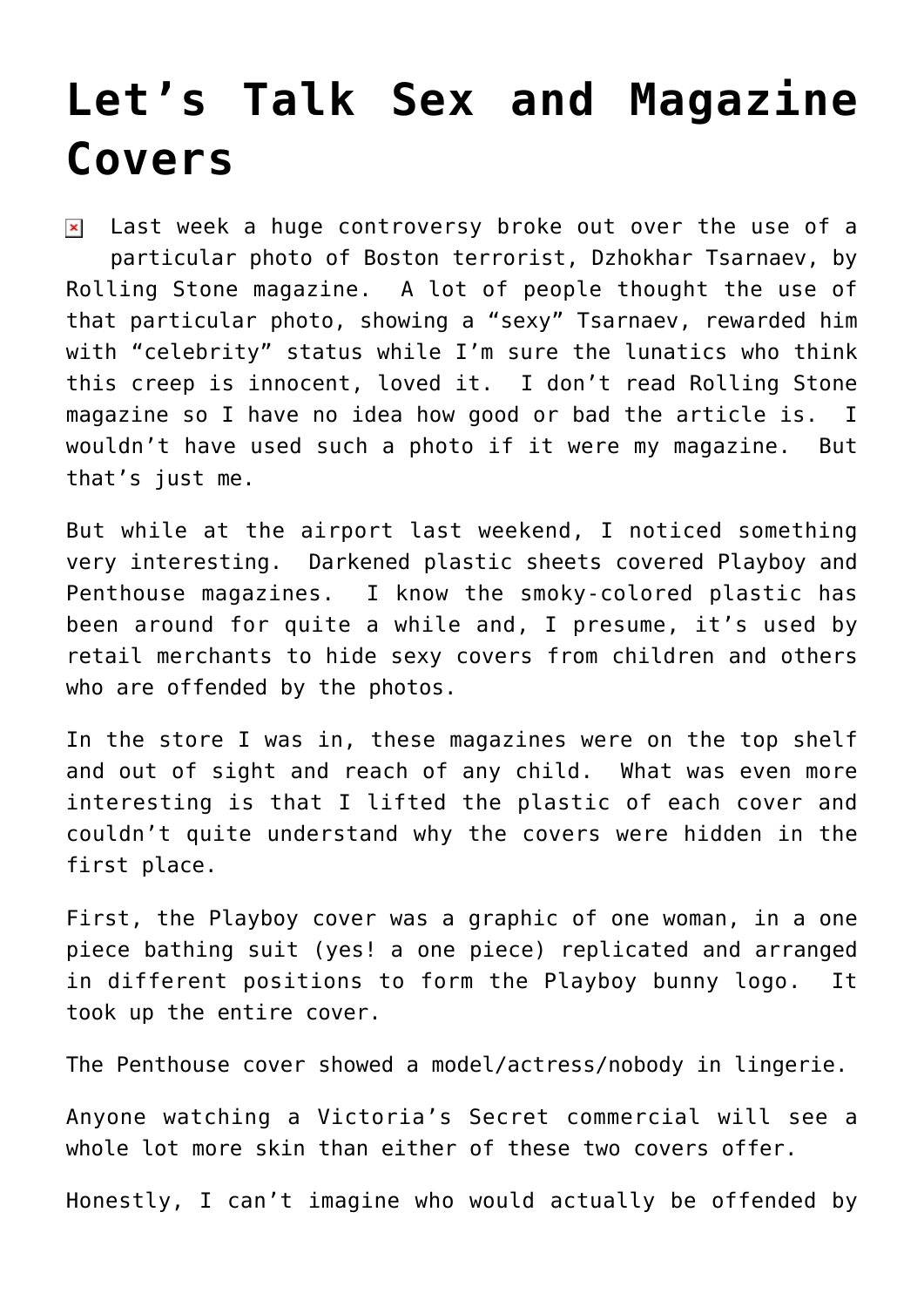# Let's Talk Sex and Magazine Covers

Last week a huge controversy broke out over the use of a particular photo of Boston terrorist, Dzhokhar Tsarnaev, by Rolling Stone magazine. A lot of people thought the use of that particular photo, showing a "sexy" Tsarnaev, rewarded him with "celebrity" status while I'm sure the lunatics who think this creep is innocent, loved it. I don't read Rolling Stone magazine so I have no idea how good or bad the article is. I wouldn't have used such a photo if it were my magazine. But that's just me.

But while at the airport last weekend, I noticed something very interesting. Darkened plastic sheets covered Playboy and Penthouse magazines. I know the smoky-colored plastic has been around for quite a while and, I presume, it's used by retail merchants to hide sexy covers from children and others who are offended by the photos.

In the store I was in, these magazines were on the top shelf and out of sight and reach of any child. What was even more interesting is that I lifted the plastic of each cover and couldn't quite understand why the covers were hidden in the first place.

First, the Playboy cover was a graphic of one woman, in a one piece bathing suit (yes! a one piece) replicated and arranged in different positions to form the Playboy bunny logo. It took up the entire cover.

The Penthouse cover showed a model/actress/nobody in lingerie.

Anyone watching a Victoria's Secret commercial will see a whole lot more skin than either of these two covers offer.

Honestly, I can't imagine who would actually be offended by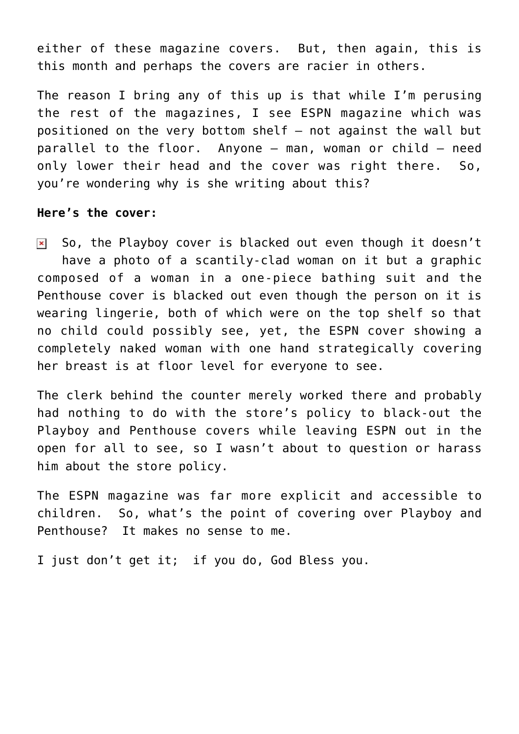either of these magazine covers.  But, then again, this is this month and perhaps the covers are racier in others.

The reason I bring any of this up is that while I'm perusing the rest of the magazines, I see ESPN magazine which was positioned on the very bottom shelf – not against the wall but parallel to the floor.  Anyone – man, woman or child – need only lower their head and the cover was right there.  So, you're wondering why is she writing about this?

**Here's the cover:**

So, the Playboy cover is blacked out even though it doesn't have a photo of a scantily-clad woman on it but a graphic composed of a woman in a one-piece bathing suit and the Penthouse cover is blacked out even though the person on it is wearing lingerie, both of which were on the top shelf so that no child could possibly see, yet, the ESPN cover showing a completely naked woman with one hand strategically covering her breast is at floor level for everyone to see.

The clerk behind the counter merely worked there and probably had nothing to do with the store's policy to black-out the Playboy and Penthouse covers while leaving ESPN out in the open for all to see, so I wasn't about to question or harass him about the store policy.

The ESPN magazine was far more explicit and accessible to children.  So, what's the point of covering over Playboy and Penthouse?  It makes no sense to me.

I just don't get it;  if you do, God Bless you.